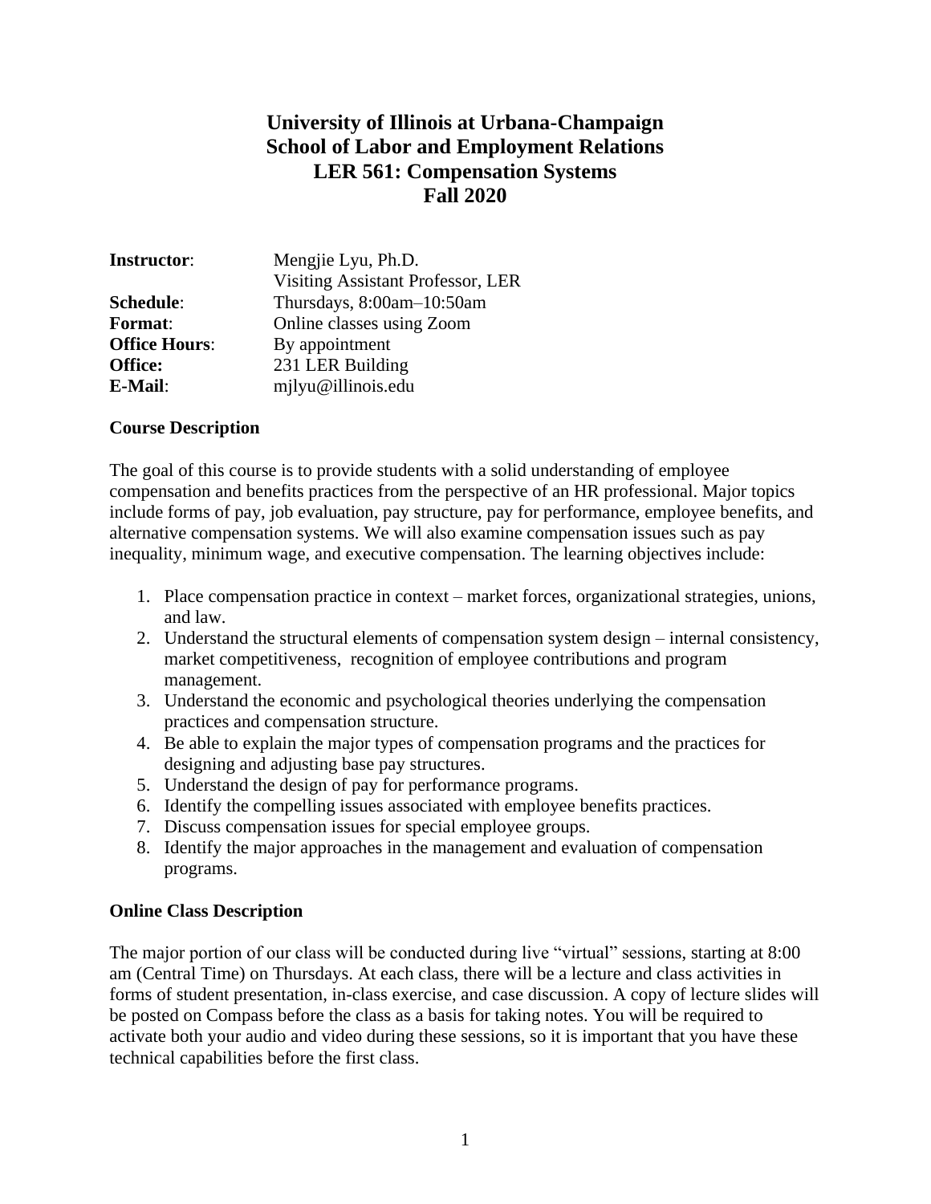# University of Illinois at Urbana-Champaign
# School of Labor and Employment Relations
# LER 561: Compensation Systems
# Fall 2020

| | |
|---|---|
| **Instructor**: | Mengjie Lyu, Ph.D. |
| | Visiting Assistant Professor, LER |
| **Schedule**: | Thursdays, 8:00am–10:50am |
| **Format**: | Online classes using Zoom |
| **Office Hours**: | By appointment |
| **Office:** | 231 LER Building |
| **E-Mail**: | mjlyu@illinois.edu |

**Course Description**

The goal of this course is to provide students with a solid understanding of employee compensation and benefits practices from the perspective of an HR professional. Major topics include forms of pay, job evaluation, pay structure, pay for performance, employee benefits, and alternative compensation systems. We will also examine compensation issues such as pay inequality, minimum wage, and executive compensation. The learning objectives include:

1. Place compensation practice in context – market forces, organizational strategies, unions, and law.
2. Understand the structural elements of compensation system design – internal consistency, market competitiveness, recognition of employee contributions and program management.
3. Understand the economic and psychological theories underlying the compensation practices and compensation structure.
4. Be able to explain the major types of compensation programs and the practices for designing and adjusting base pay structures.
5. Understand the design of pay for performance programs.
6. Identify the compelling issues associated with employee benefits practices.
7. Discuss compensation issues for special employee groups.
8. Identify the major approaches in the management and evaluation of compensation programs.

**Online Class Description**

The major portion of our class will be conducted during live "virtual" sessions, starting at 8:00 am (Central Time) on Thursdays. At each class, there will be a lecture and class activities in forms of student presentation, in-class exercise, and case discussion. A copy of lecture slides will be posted on Compass before the class as a basis for taking notes. You will be required to activate both your audio and video during these sessions, so it is important that you have these technical capabilities before the first class.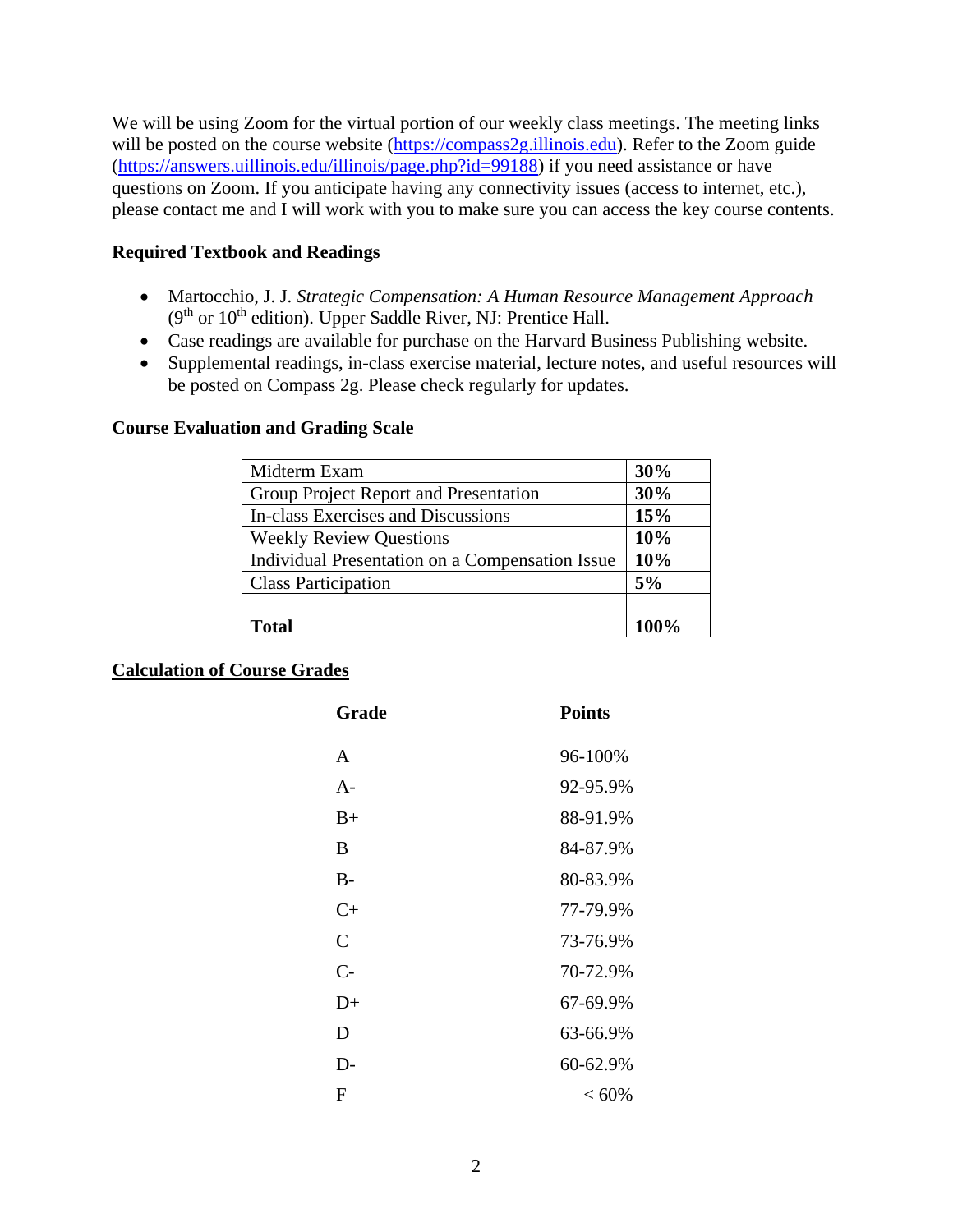We will be using Zoom for the virtual portion of our weekly class meetings. The meeting links will be posted on the course website (https://compass2g.illinois.edu). Refer to the Zoom guide (https://answers.uillinois.edu/illinois/page.php?id=99188) if you need assistance or have questions on Zoom. If you anticipate having any connectivity issues (access to internet, etc.), please contact me and I will work with you to make sure you can access the key course contents.

### Required Textbook and Readings

- Martocchio, J. J. *Strategic Compensation: A Human Resource Management Approach* (9th or 10th edition). Upper Saddle River, NJ: Prentice Hall.
- Case readings are available for purchase on the Harvard Business Publishing website.
- Supplemental readings, in-class exercise material, lecture notes, and useful resources will be posted on Compass 2g. Please check regularly for updates.

### Course Evaluation and Grading Scale

| Component | Weight |
| --- | --- |
| Midterm Exam | **30%** |
| Group Project Report and Presentation | **30%** |
| In-class Exercises and Discussions | **15%** |
| Weekly Review Questions | **10%** |
| Individual Presentation on a Compensation Issue | **10%** |
| Class Participation | **5%** |
| **Total** | **100%** |

### Calculation of Course Grades

| Grade | Points |
| --- | --- |
| A | 96-100% |
| A- | 92-95.9% |
| B+ | 88-91.9% |
| B | 84-87.9% |
| B- | 80-83.9% |
| C+ | 77-79.9% |
| C | 73-76.9% |
| C- | 70-72.9% |
| D+ | 67-69.9% |
| D | 63-66.9% |
| D- | 60-62.9% |
| F | < 60% |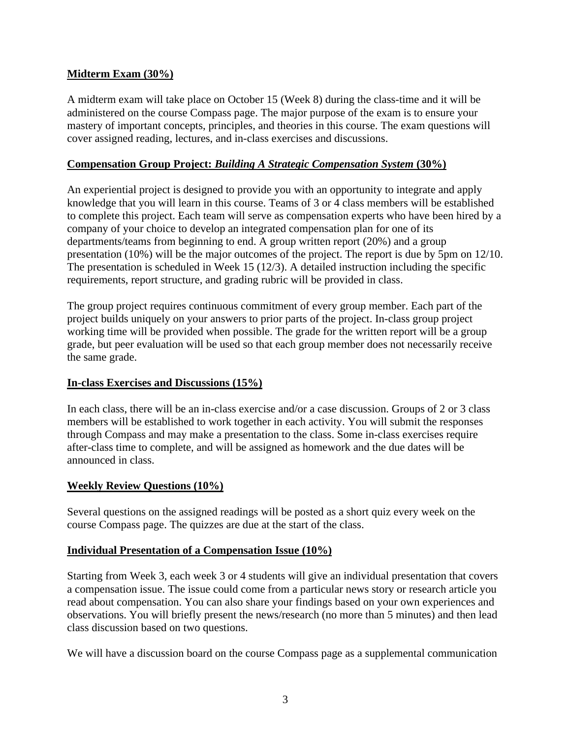**Midterm Exam (30%)**

A midterm exam will take place on October 15 (Week 8) during the class-time and it will be administered on the course Compass page. The major purpose of the exam is to ensure your mastery of important concepts, principles, and theories in this course. The exam questions will cover assigned reading, lectures, and in-class exercises and discussions.

**Compensation Group Project: *Building A Strategic Compensation System* (30%)**

An experiential project is designed to provide you with an opportunity to integrate and apply knowledge that you will learn in this course. Teams of 3 or 4 class members will be established to complete this project. Each team will serve as compensation experts who have been hired by a company of your choice to develop an integrated compensation plan for one of its departments/teams from beginning to end. A group written report (20%) and a group presentation (10%) will be the major outcomes of the project. The report is due by 5pm on 12/10. The presentation is scheduled in Week 15 (12/3). A detailed instruction including the specific requirements, report structure, and grading rubric will be provided in class.

The group project requires continuous commitment of every group member. Each part of the project builds uniquely on your answers to prior parts of the project. In-class group project working time will be provided when possible. The grade for the written report will be a group grade, but peer evaluation will be used so that each group member does not necessarily receive the same grade.

**In-class Exercises and Discussions (15%)**

In each class, there will be an in-class exercise and/or a case discussion. Groups of 2 or 3 class members will be established to work together in each activity. You will submit the responses through Compass and may make a presentation to the class. Some in-class exercises require after-class time to complete, and will be assigned as homework and the due dates will be announced in class.

**Weekly Review Questions (10%)**

Several questions on the assigned readings will be posted as a short quiz every week on the course Compass page. The quizzes are due at the start of the class.

**Individual Presentation of a Compensation Issue (10%)**

Starting from Week 3, each week 3 or 4 students will give an individual presentation that covers a compensation issue. The issue could come from a particular news story or research article you read about compensation. You can also share your findings based on your own experiences and observations. You will briefly present the news/research (no more than 5 minutes) and then lead class discussion based on two questions.

We will have a discussion board on the course Compass page as a supplemental communication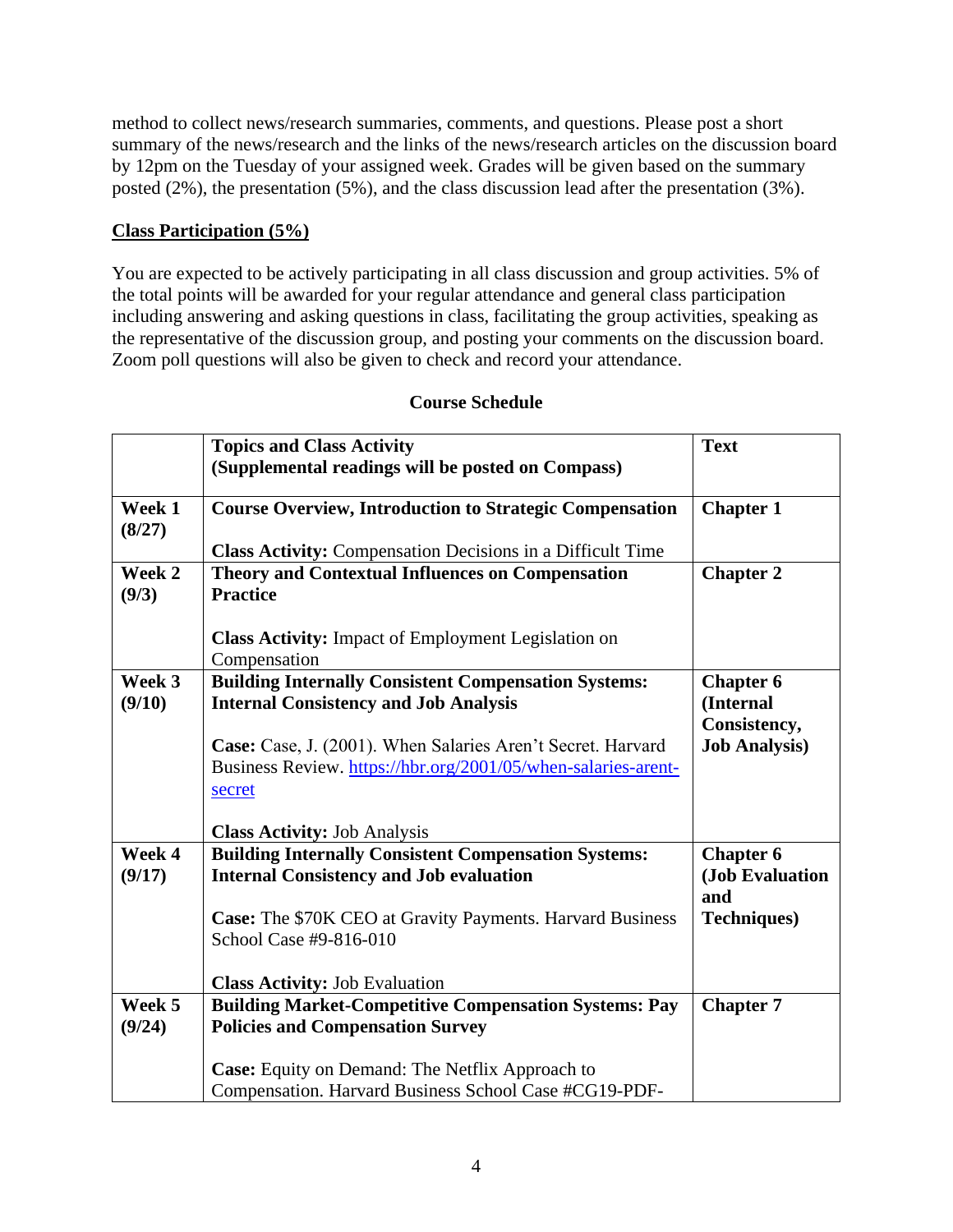method to collect news/research summaries, comments, and questions. Please post a short summary of the news/research and the links of the news/research articles on the discussion board by 12pm on the Tuesday of your assigned week. Grades will be given based on the summary posted (2%), the presentation (5%), and the class discussion lead after the presentation (3%).

**Class Participation (5%)**

You are expected to be actively participating in all class discussion and group activities. 5% of the total points will be awarded for your regular attendance and general class participation including answering and asking questions in class, facilitating the group activities, speaking as the representative of the discussion group, and posting your comments on the discussion board. Zoom poll questions will also be given to check and record your attendance.

## Course Schedule

| | **Topics and Class Activity (Supplemental readings will be posted on Compass)** | **Text** |
|---|---|---|
| **Week 1 (8/27)** | **Course Overview, Introduction to Strategic Compensation**<br><br>**Class Activity:** Compensation Decisions in a Difficult Time | **Chapter 1** |
| **Week 2 (9/3)** | **Theory and Contextual Influences on Compensation Practice**<br><br>**Class Activity:** Impact of Employment Legislation on Compensation | **Chapter 2** |
| **Week 3 (9/10)** | **Building Internally Consistent Compensation Systems: Internal Consistency and Job Analysis**<br><br>**Case:** Case, J. (2001). When Salaries Aren't Secret. Harvard Business Review. https://hbr.org/2001/05/when-salaries-arent-secret<br><br>**Class Activity:** Job Analysis | **Chapter 6 (Internal Consistency, Job Analysis)** |
| **Week 4 (9/17)** | **Building Internally Consistent Compensation Systems: Internal Consistency and Job evaluation**<br><br>**Case:** The $70K CEO at Gravity Payments. Harvard Business School Case #9-816-010<br><br>**Class Activity:** Job Evaluation | **Chapter 6 (Job Evaluation and Techniques)** |
| **Week 5 (9/24)** | **Building Market-Competitive Compensation Systems: Pay Policies and Compensation Survey**<br><br>**Case:** Equity on Demand: The Netflix Approach to Compensation. Harvard Business School Case #CG19-PDF- | **Chapter 7** |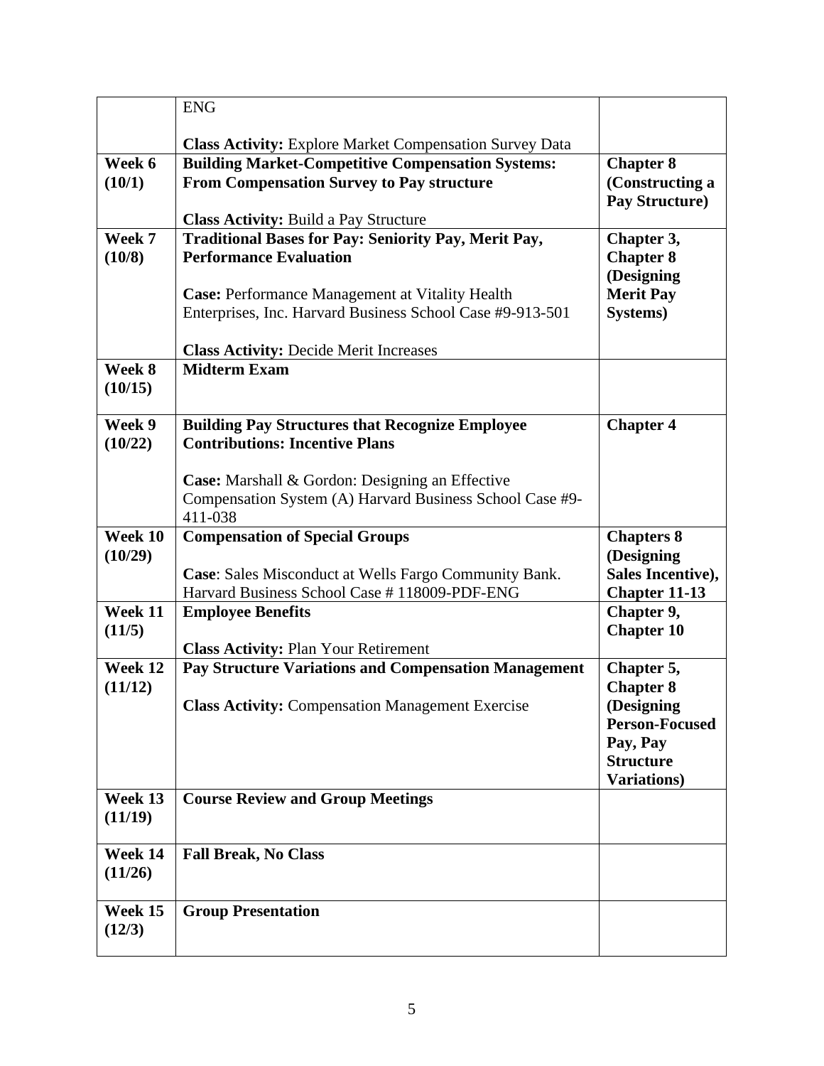| | | |
|---|---|---|
| | ENG<br><br>**Class Activity:** Explore Market Compensation Survey Data | |
| **Week 6 (10/1)** | **Building Market-Competitive Compensation Systems: From Compensation Survey to Pay structure**<br><br>**Class Activity:** Build a Pay Structure | **Chapter 8 (Constructing a Pay Structure)** |
| **Week 7 (10/8)** | **Traditional Bases for Pay: Seniority Pay, Merit Pay, Performance Evaluation**<br><br>**Case:** Performance Management at Vitality Health Enterprises, Inc. Harvard Business School Case #9-913-501<br><br>**Class Activity:** Decide Merit Increases | **Chapter 3, Chapter 8 (Designing Merit Pay Systems)** |
| **Week 8 (10/15)** | **Midterm Exam** | |
| **Week 9 (10/22)** | **Building Pay Structures that Recognize Employee Contributions: Incentive Plans**<br><br>**Case:** Marshall & Gordon: Designing an Effective Compensation System (A) Harvard Business School Case #9-411-038 | **Chapter 4** |
| **Week 10 (10/29)** | **Compensation of Special Groups**<br><br>**Case**: Sales Misconduct at Wells Fargo Community Bank. Harvard Business School Case # 118009-PDF-ENG | **Chapters 8 (Designing Sales Incentive), Chapter 11-13** |
| **Week 11 (11/5)** | **Employee Benefits**<br><br>**Class Activity:** Plan Your Retirement | **Chapter 9, Chapter 10** |
| **Week 12 (11/12)** | **Pay Structure Variations and Compensation Management**<br><br>**Class Activity:** Compensation Management Exercise | **Chapter 5, Chapter 8 (Designing Person-Focused Pay, Pay Structure Variations)** |
| **Week 13 (11/19)** | **Course Review and Group Meetings** | |
| **Week 14 (11/26)** | **Fall Break, No Class** | |
| **Week 15 (12/3)** | **Group Presentation** | |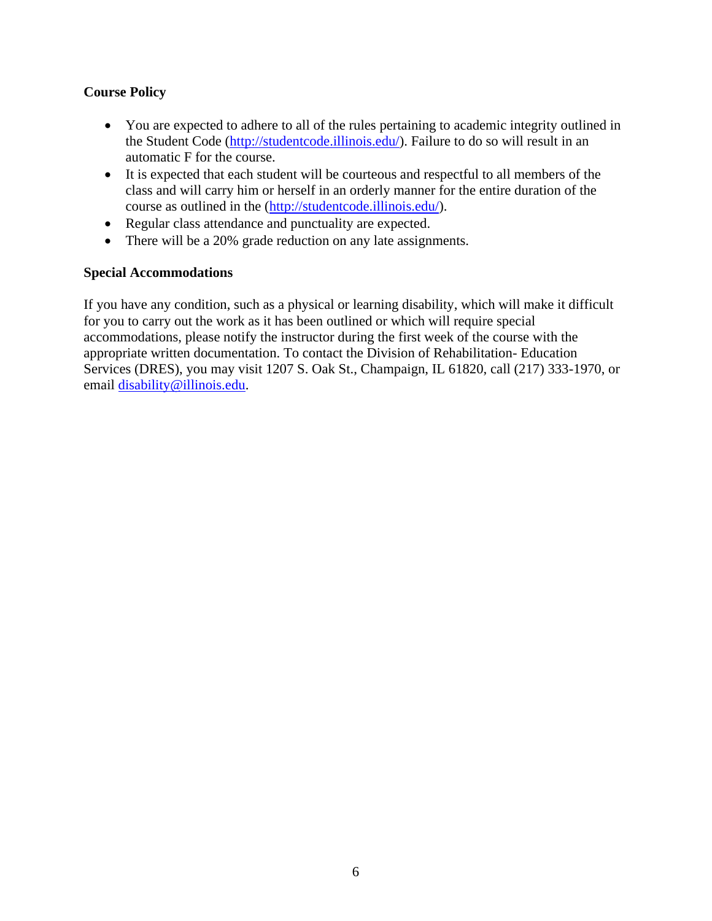**Course Policy**

- You are expected to adhere to all of the rules pertaining to academic integrity outlined in the Student Code (http://studentcode.illinois.edu/). Failure to do so will result in an automatic F for the course.
- It is expected that each student will be courteous and respectful to all members of the class and will carry him or herself in an orderly manner for the entire duration of the course as outlined in the (http://studentcode.illinois.edu/).
- Regular class attendance and punctuality are expected.
- There will be a 20% grade reduction on any late assignments.

**Special Accommodations**

If you have any condition, such as a physical or learning disability, which will make it difficult for you to carry out the work as it has been outlined or which will require special accommodations, please notify the instructor during the first week of the course with the appropriate written documentation. To contact the Division of Rehabilitation- Education Services (DRES), you may visit 1207 S. Oak St., Champaign, IL 61820, call (217) 333-1970, or email disability@illinois.edu.